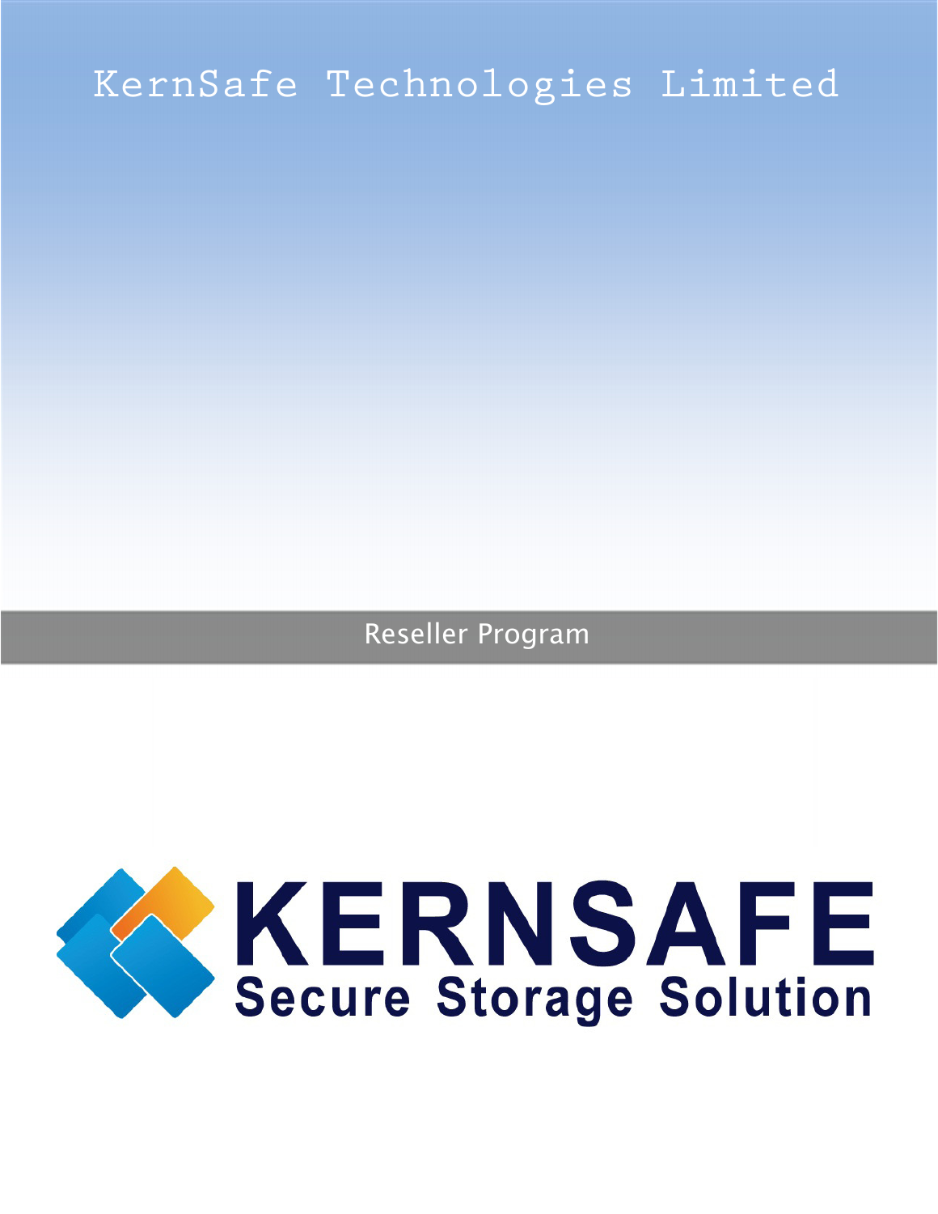# KernSafe Technologies Limited

## Reseller Program

KERNSAFE

Secure Storage Solution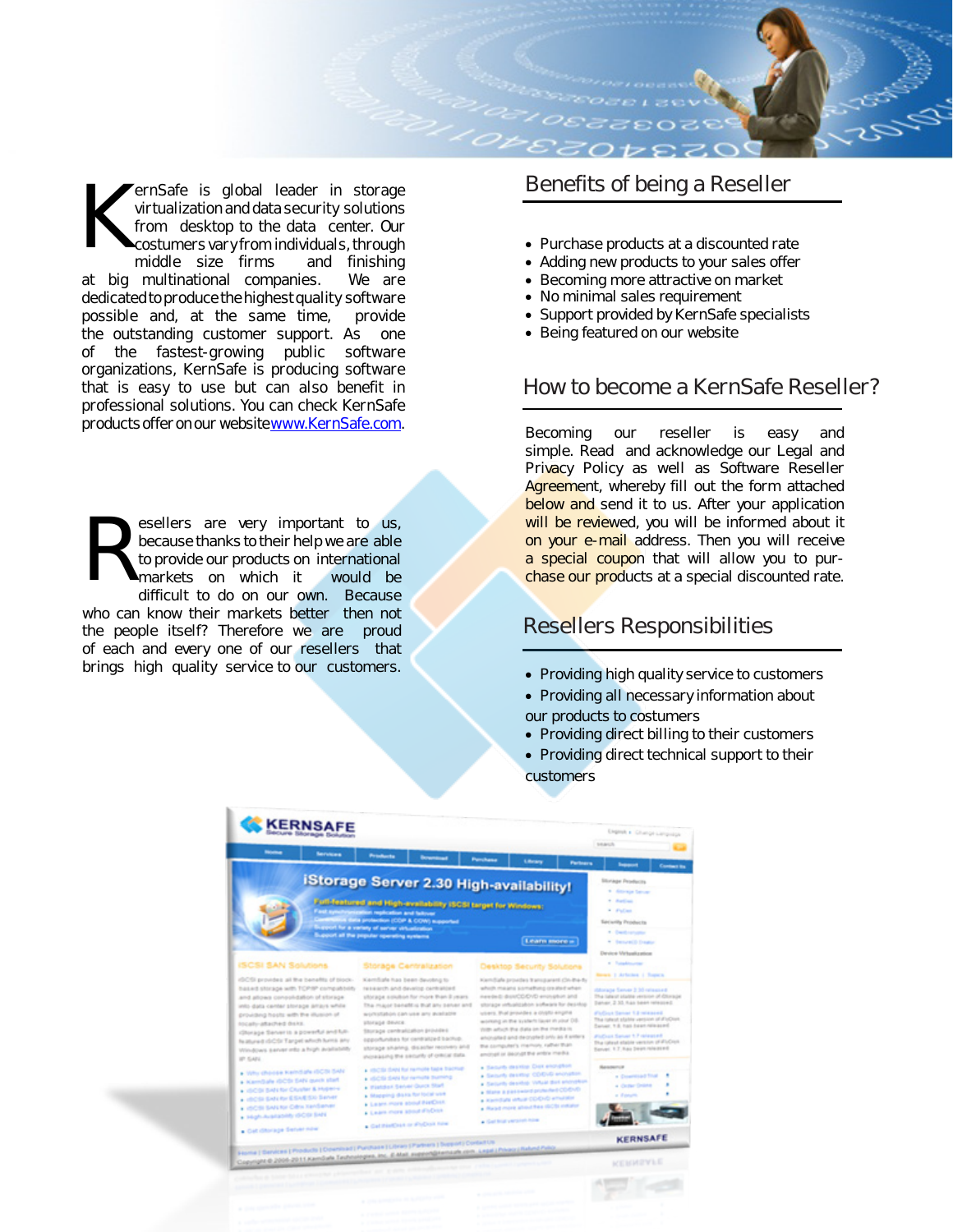KernSafe is global leader in storage virtualization and data security solutions from desktop to the data center. Our costumers vary from individuals, through middle size firms and finishing at big multinational companies. We are dedicated to produce the highest quality software possible and, at the same time, provide the outstanding customer support. As one of the fastest-growing public software organizations, KernSafe is producing software that is easy to use but can also benefit in professional solutions. You can check KernSafe products offer on our website [www.KernSafe.com](http://www.KernSafe.com).

Resellers are very important to us, because thanks to their help we are able to provide our products on international markets on which it would be difficult to do on our own. Because who can know their markets better then not the people itself? Therefore we are proud of each and every one of our resellers that brings high quality service to our customers.

## Benefits of being a Reseller

- Purchase products at a discounted rate
- Adding new products to your sales offer
- Becoming more attractive on market
- No minimal sales requirement
- Support provided by KernSafe specialists
- Being featured on our website

## How to become a KernSafe Reseller?

Becoming our reseller is easy and simple. Read and acknowledge our Legal and Privacy Policy as well as Software Reseller Agreement, whereby fill out the form attached below and send it to us. After your application will be reviewed, you will be informed about it on your e-mail address. Then you will receive a special coupon that will allow you to purchase our products at a special discounted rate.

## Resellers Responsibilities

- Providing high quality service to customers
- Providing all necessary information about our products to costumers
- Providing direct billing to their customers
- Providing direct technical support to their customers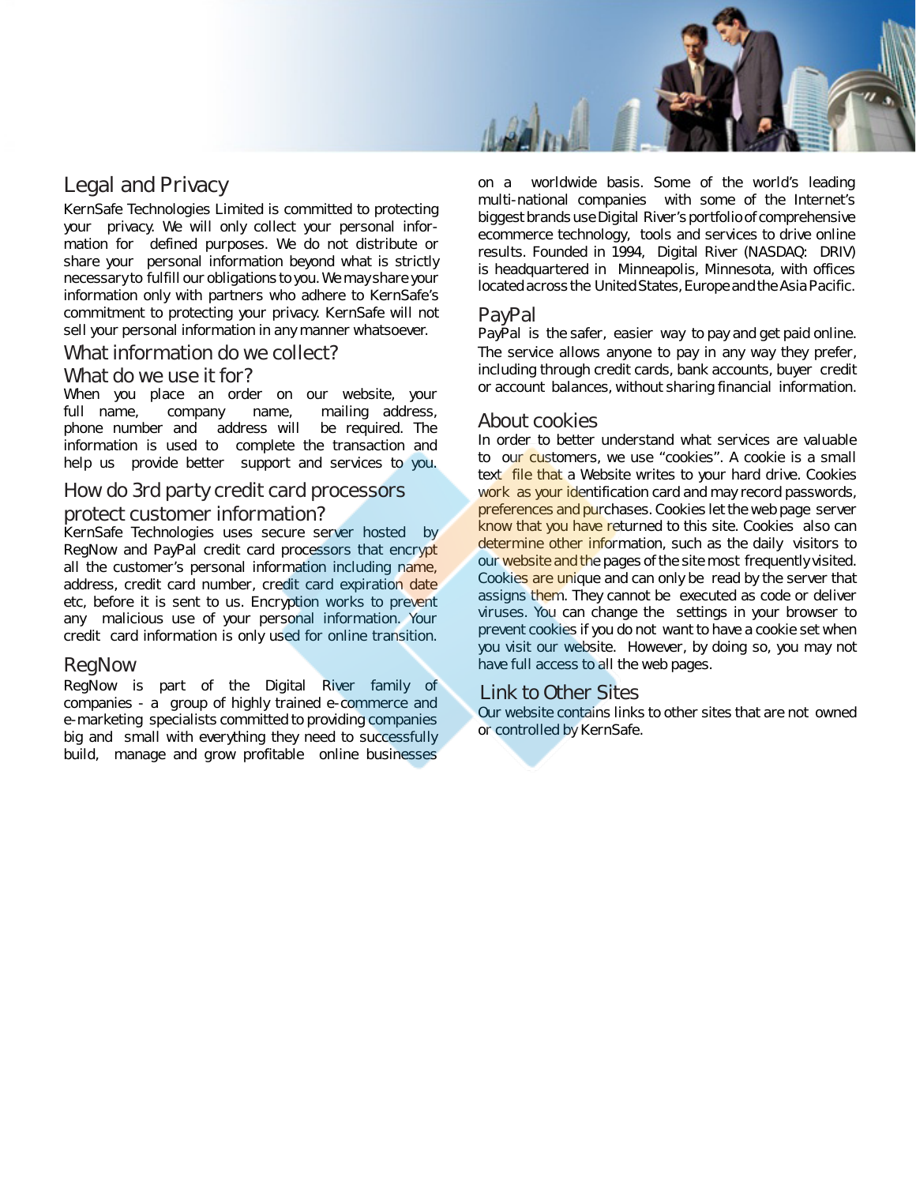## Legal and Privacy

KernSafe Technologies Limited is committed to protecting your privacy. We will only collect your personal information for defined purposes. We do not distribute or share your personal information beyond what is strictly necessary to fulfill our obligations to you. We may share your information only with partners who adhere to KernSafe's commitment to protecting your privacy. KernSafe will not sell your personal information in any manner whatsoever.

## What information do we collect? What do we use it for?

When you place an order on our website, your full name, company name, mailing address, phone number and address will be required. The information is used to complete the transaction and help us provide better support and services to you.

## How do 3rd party credit card processors protect customer information?

KernSafe Technologies uses secure server hosted by RegNow and PayPal credit card processors that encrypt all the customer's personal information including name, address, credit card number, credit card expiration date etc, before it is sent to us. Encryption works to prevent any malicious use of your personal information. Your credit card information is only used for online transition.

## RegNow

RegNow is part of the Digital River family of companies - a group of highly trained e-commerce and e-marketing specialists committed to providing companies big and small with everything they need to successfully build, manage and grow profitable online businesses on a worldwide basis. Some of the world's leading multi-national companies with some of the Internet's biggest brands use Digital River's portfolio of comprehensive ecommerce technology, tools and services to drive online results. Founded in 1994, Digital River (NASDAQ: DRIV) is headquartered in Minneapolis, Minnesota, with offices located across the United States, Europe and the Asia Pacific.

## PayPal

PayPal is the safer, easier way to pay and get paid online. The service allows anyone to pay in any way they prefer, including through credit cards, bank accounts, buyer credit or account balances, without sharing financial information.

## About cookies

In order to better understand what services are valuable to our customers, we use "cookies". A cookie is a small text file that a Website writes to your hard drive. Cookies work as your identification card and may record passwords, preferences and purchases. Cookies let the web page server know that you have returned to this site. Cookies also can determine other information, such as the daily visitors to our website and the pages of the site most frequently visited. Cookies are unique and can only be read by the server that assigns them. They cannot be executed as code or deliver viruses. You can change the settings in your browser to prevent cookies if you do not want to have a cookie set when you visit our website. However, by doing so, you may not have full access to all the web pages.

## Link to Other Sites

Our website contains links to other sites that are not owned or controlled by KernSafe.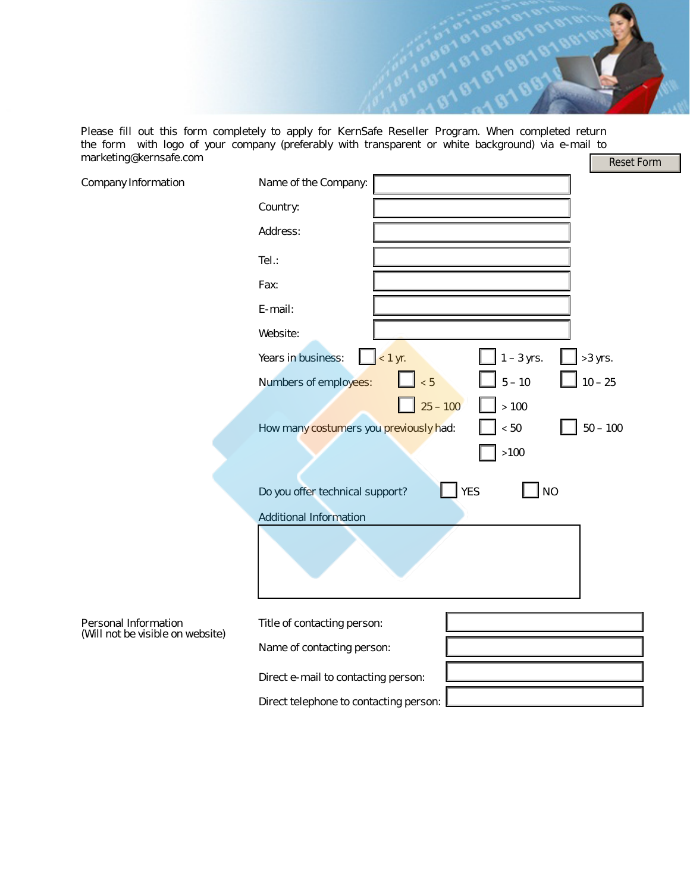Please fill out this form completely to apply for KernSafe Reseller Program. When completed return the form with logo of your company (preferably with transparent or white background) via e-mail to marketing@kernsafe.com

Reset Form

**Company Information**

Name of the Company:

Country:

Address:

Tel.:

Fax:

E-mail:

Website:

Years in business: ☐ < 1 yr. ☐ 1 – 3 yrs. ☐ >3 yrs.

Numbers of employees: ☐ < 5 ☐ 5 – 10 ☐ 10 – 25 ☐ 25 – 100 ☐ > 100

How many costumers you previously had: ☐ < 50 ☐ 50 – 100 ☐ >100

Do you offer technical support? ☐ YES ☐ NO

Additional Information

**Personal Information**
(Will not be visible on website)

Title of contacting person:

Name of contacting person:

Direct e-mail to contacting person:

Direct telephone to contacting person: